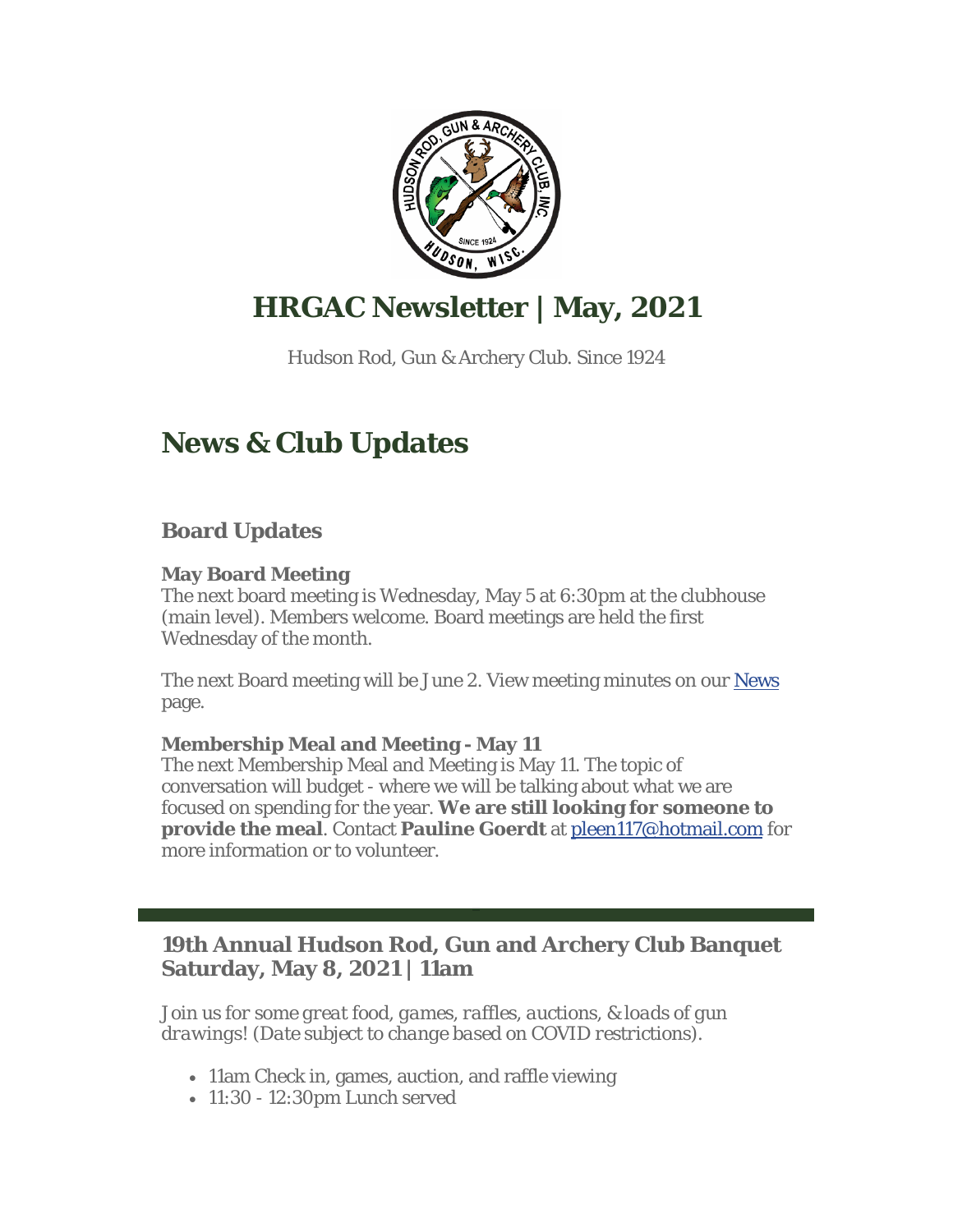# HRGAC Newsletter | May, 2021

Hudson Rod, Gun & Archery Club. Since 1924

# News & Club Updates

## Board Updates

**May Board Meeting**
The next board meeting is Wednesday, May 5 at 6:30pm at the clubhouse (main level). Members welcome. Board meetings are held the first Wednesday of the month.

The next Board meeting will be June 2. View meeting minutes on our [News](#) page.

**Membership Meal and Meeting - May 11**
The next Membership Meal and Meeting is May 11. The topic of conversation will budget - where we will be talking about what we are focused on spending for the year. **We are still looking for someone to provide the meal**. Contact **Pauline Goerdt** at [pleen117@hotmail.com](mailto:pleen117@hotmail.com) for more information or to volunteer.

---

## 19th Annual Hudson Rod, Gun and Archery Club Banquet Saturday, May 8, 2021 | 11am

*Join us for some great food, games, raffles, auctions, & loads of gun drawings! (Date subject to change based on COVID restrictions).*

- 11am Check in, games, auction, and raffle viewing
- 11:30 - 12:30pm Lunch served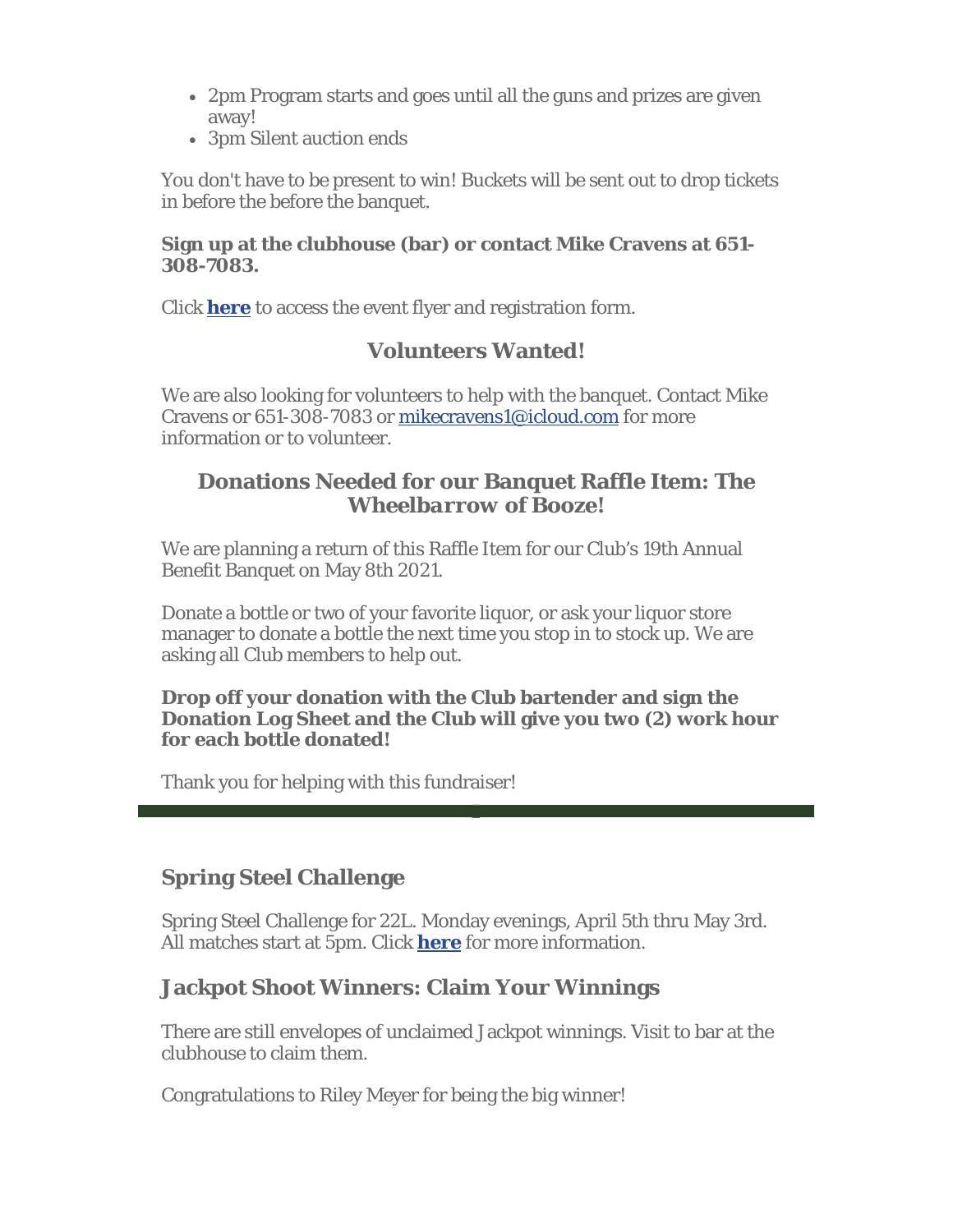- 2pm Program starts and goes until all the guns and prizes are given away!
- 3pm Silent auction ends

You don't have to be present to win! Buckets will be sent out to drop tickets in before the before the banquet.

**Sign up at the clubhouse (bar) or contact Mike Cravens at 651-308-7083.**

Click **here** to access the event flyer and registration form.

### Volunteers Wanted!

We are also looking for volunteers to help with the banquet. Contact Mike Cravens or 651-308-7083 or mikecravens1@icloud.com for more information or to volunteer.

### Donations Needed for our Banquet Raffle Item: The *Wheelbarrow* of Booze!

We are planning a return of this Raffle Item for our Club's 19th Annual Benefit Banquet on May 8th 2021.

Donate a bottle or two of your favorite liquor, or ask your liquor store manager to donate a bottle the next time you stop in to stock up. We are asking all Club members to help out.

**Drop off your donation with the Club bartender and sign the Donation Log Sheet and the Club will give you two (2) work hour for each bottle donated!**

Thank you for helping with this fundraiser!

---

## Spring Steel Challenge

Spring Steel Challenge for 22L. Monday evenings, April 5th thru May 3rd. All matches start at 5pm. Click **here** for more information.

## Jackpot Shoot Winners: Claim Your Winnings

There are still envelopes of unclaimed Jackpot winnings. Visit to bar at the clubhouse to claim them.

Congratulations to Riley Meyer for being the big winner!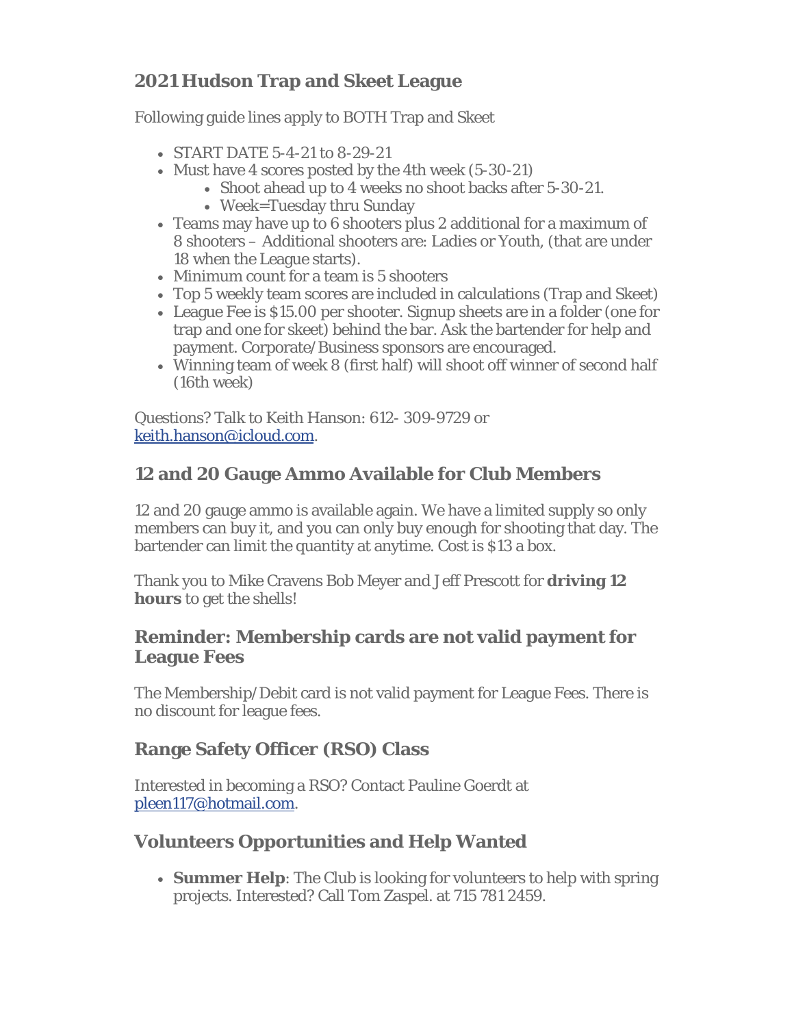## 2021 Hudson Trap and Skeet League

Following guide lines apply to BOTH Trap and Skeet

- START DATE 5-4-21 to 8-29-21
- Must have 4 scores posted by the 4th week (5-30-21)
    - Shoot ahead up to 4 weeks no shoot backs after 5-30-21.
    - Week=Tuesday thru Sunday
- Teams may have up to 6 shooters plus 2 additional for a maximum of 8 shooters – Additional shooters are: Ladies or Youth, (that are under 18 when the League starts).
- Minimum count for a team is 5 shooters
- Top 5 weekly team scores are included in calculations (Trap and Skeet)
- League Fee is $15.00 per shooter. Signup sheets are in a folder (one for trap and one for skeet) behind the bar. Ask the bartender for help and payment. Corporate/Business sponsors are encouraged.
- Winning team of week 8 (first half) will shoot off winner of second half (16th week)

Questions? Talk to Keith Hanson: 612- 309-9729 or keith.hanson@icloud.com.

## 12 and 20 Gauge Ammo Available for Club Members

12 and 20 gauge ammo is available again. We have a limited supply so only members can buy it, and you can only buy enough for shooting that day. The bartender can limit the quantity at anytime. Cost is $13 a box.

Thank you to Mike Cravens Bob Meyer and Jeff Prescott for **driving 12 hours** to get the shells!

### Reminder: Membership cards are not valid payment for League Fees

The Membership/Debit card is not valid payment for League Fees. There is no discount for league fees.

## Range Safety Officer (RSO) Class

Interested in becoming a RSO? Contact Pauline Goerdt at pleen117@hotmail.com.

## Volunteers Opportunities and Help Wanted

- **Summer Help**: The Club is looking for volunteers to help with spring projects. Interested? Call Tom Zaspel. at 715 781 2459.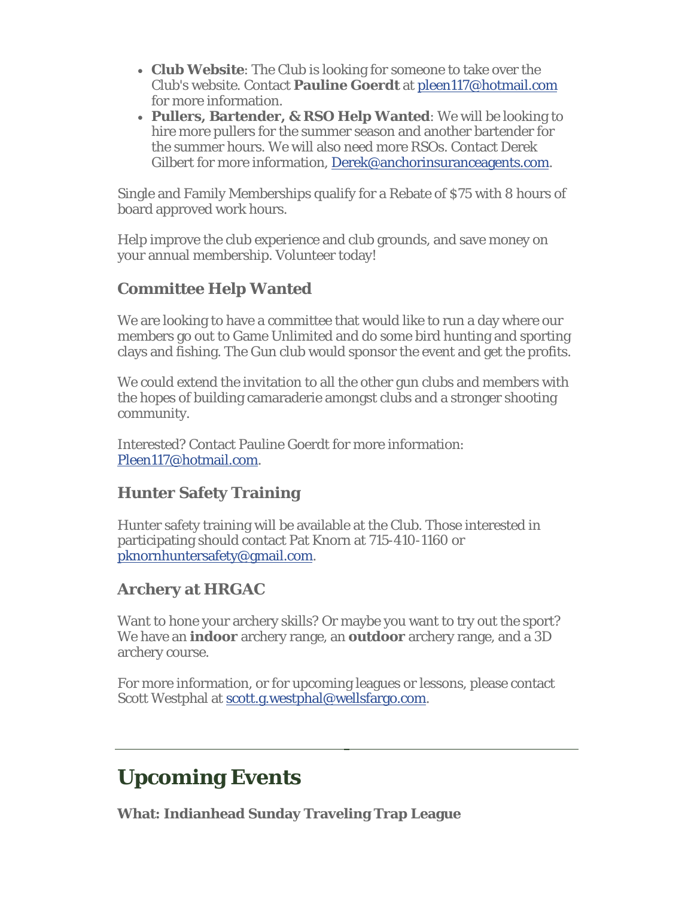- **Club Website**: The Club is looking for someone to take over the Club's website. Contact **Pauline Goerdt** at pleen117@hotmail.com for more information.
- **Pullers, Bartender, & RSO Help Wanted**: We will be looking to hire more pullers for the summer season and another bartender for the summer hours. We will also need more RSOs. Contact Derek Gilbert for more information, Derek@anchorinsuranceagents.com.

Single and Family Memberships qualify for a Rebate of $75 with 8 hours of board approved work hours.

Help improve the club experience and club grounds, and save money on your annual membership. Volunteer today!

### Committee Help Wanted

We are looking to have a committee that would like to run a day where our members go out to Game Unlimited and do some bird hunting and sporting clays and fishing. The Gun club would sponsor the event and get the profits.

We could extend the invitation to all the other gun clubs and members with the hopes of building camaraderie amongst clubs and a stronger shooting community.

Interested? Contact Pauline Goerdt for more information: Pleen117@hotmail.com.

### Hunter Safety Training

Hunter safety training will be available at the Club. Those interested in participating should contact Pat Knorn at 715-410-1160 or pknornhuntersafety@gmail.com.

### Archery at HRGAC

Want to hone your archery skills? Or maybe you want to try out the sport? We have an **indoor** archery range, an **outdoor** archery range, and a 3D archery course.

For more information, or for upcoming leagues or lessons, please contact Scott Westphal at scott.g.westphal@wellsfargo.com.

---

# Upcoming Events

**What: Indianhead Sunday Traveling Trap League**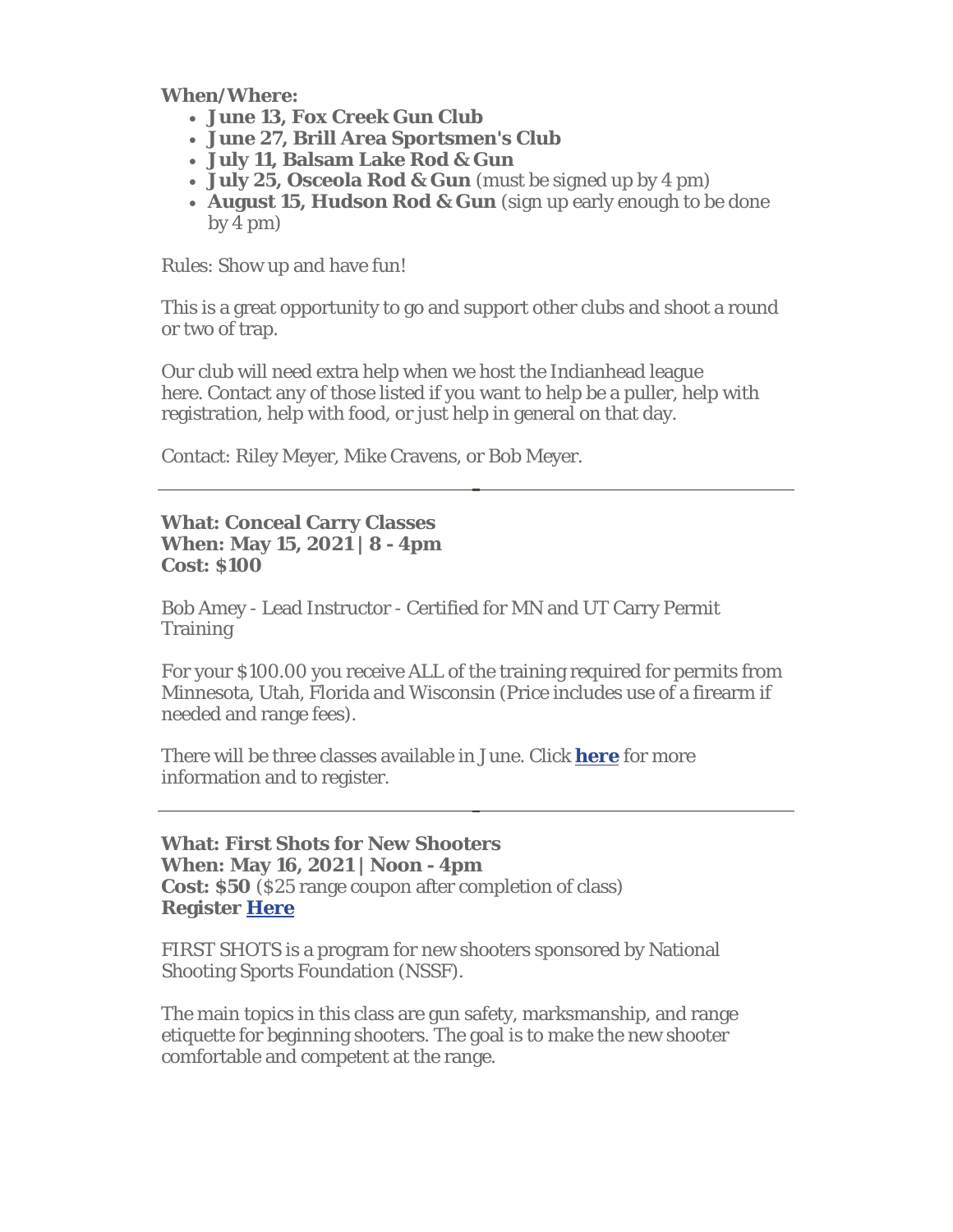**When/Where:**

- **June 13, Fox Creek Gun Club**
- **June 27, Brill Area Sportsmen's Club**
- **July 11, Balsam Lake Rod & Gun**
- **July 25, Osceola Rod & Gun** (must be signed up by 4 pm)
- **August 15, Hudson Rod & Gun** (sign up early enough to be done by 4 pm)

Rules: Show up and have fun!

This is a great opportunity to go and support other clubs and shoot a round or two of trap.

Our club will need extra help when we host the Indianhead league here. Contact any of those listed if you want to help be a puller, help with registration, help with food, or just help in general on that day.

Contact: Riley Meyer, Mike Cravens, or Bob Meyer.

---

**What: Conceal Carry Classes**
**When: May 15, 2021 | 8 - 4pm**
**Cost: $100**

Bob Amey - Lead Instructor - Certified for MN and UT Carry Permit Training

For your $100.00 you receive ALL of the training required for permits from Minnesota, Utah, Florida and Wisconsin (Price includes use of a firearm if needed and range fees).

There will be three classes available in June. Click **here** for more information and to register.

---

**What: First Shots for New Shooters**
**When: May 16, 2021 | Noon - 4pm**
**Cost: $50** ($25 range coupon after completion of class)
**Register Here**

FIRST SHOTS is a program for new shooters sponsored by National Shooting Sports Foundation (NSSF).

The main topics in this class are gun safety, marksmanship, and range etiquette for beginning shooters. The goal is to make the new shooter comfortable and competent at the range.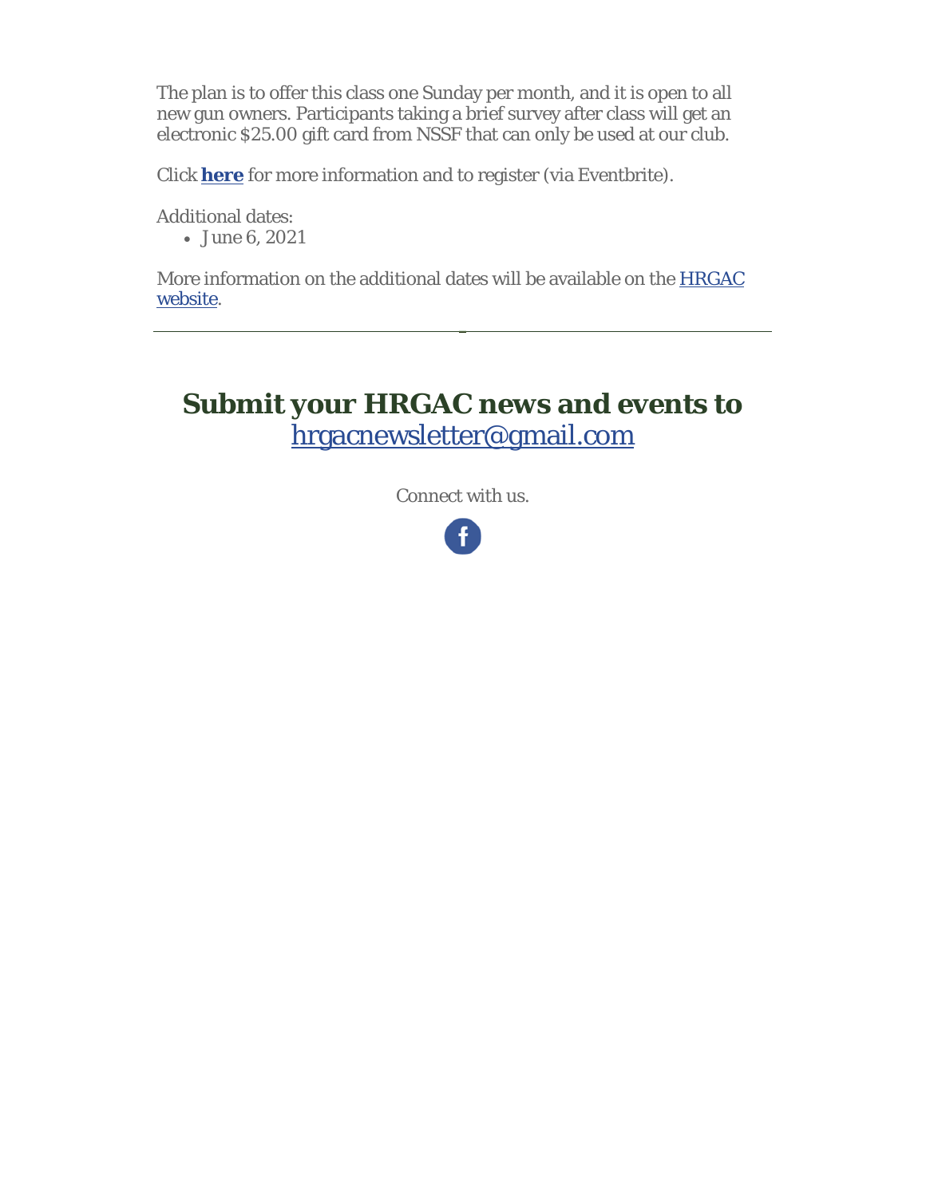The plan is to offer this class one Sunday per month, and it is open to all new gun owners. Participants taking a brief survey after class will get an electronic $25.00 gift card from NSSF that can only be used at our club.

Click **here** for more information and to register (via Eventbrite).

Additional dates:

- June 6, 2021

More information on the additional dates will be available on the HRGAC website.

---

## Submit your HRGAC news and events to hrgacnewsletter@gmail.com

Connect with us.